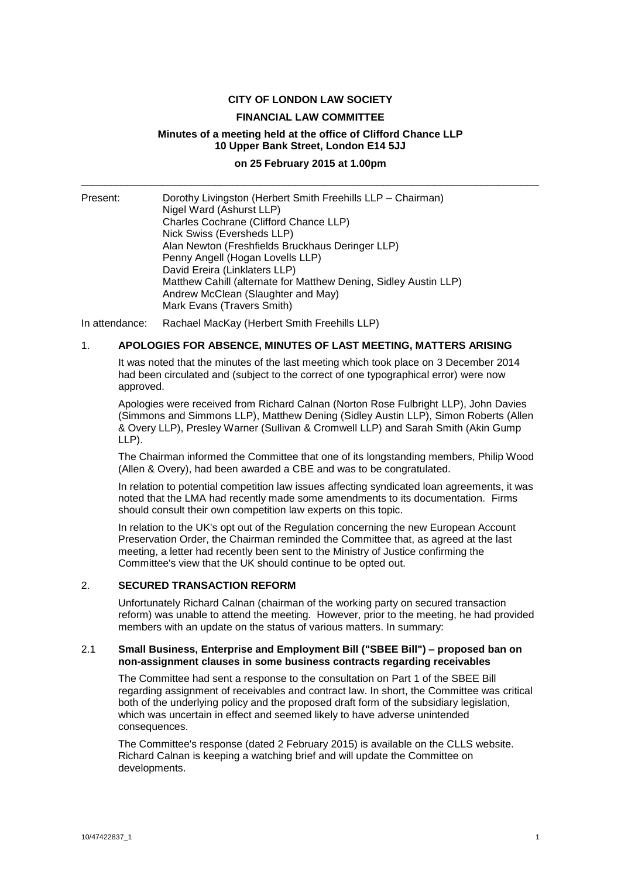**CITY OF LONDON LAW SOCIETY**

**FINANCIAL LAW COMMITTEE**

**Minutes of a meeting held at the office of Clifford Chance LLP**
**10 Upper Bank Street, London E14 5JJ**

**on 25 February 2015 at 1.00pm**

---

Present: Dorothy Livingston (Herbert Smith Freehills LLP – Chairman)
Nigel Ward (Ashurst LLP)
Charles Cochrane (Clifford Chance LLP)
Nick Swiss (Eversheds LLP)
Alan Newton (Freshfields Bruckhaus Deringer LLP)
Penny Angell (Hogan Lovells LLP)
David Ereira (Linklaters LLP)
Matthew Cahill (alternate for Matthew Dening, Sidley Austin LLP)
Andrew McClean (Slaughter and May)
Mark Evans (Travers Smith)

In attendance: Rachael MacKay (Herbert Smith Freehills LLP)

## 1. APOLOGIES FOR ABSENCE, MINUTES OF LAST MEETING, MATTERS ARISING

It was noted that the minutes of the last meeting which took place on 3 December 2014 had been circulated and (subject to the correct of one typographical error) were now approved.

Apologies were received from Richard Calnan (Norton Rose Fulbright LLP), John Davies (Simmons and Simmons LLP), Matthew Dening (Sidley Austin LLP), Simon Roberts (Allen & Overy LLP), Presley Warner (Sullivan & Cromwell LLP) and Sarah Smith (Akin Gump LLP).

The Chairman informed the Committee that one of its longstanding members, Philip Wood (Allen & Overy), had been awarded a CBE and was to be congratulated.

In relation to potential competition law issues affecting syndicated loan agreements, it was noted that the LMA had recently made some amendments to its documentation. Firms should consult their own competition law experts on this topic.

In relation to the UK's opt out of the Regulation concerning the new European Account Preservation Order, the Chairman reminded the Committee that, as agreed at the last meeting, a letter had recently been sent to the Ministry of Justice confirming the Committee's view that the UK should continue to be opted out.

## 2. SECURED TRANSACTION REFORM

Unfortunately Richard Calnan (chairman of the working party on secured transaction reform) was unable to attend the meeting. However, prior to the meeting, he had provided members with an update on the status of various matters. In summary:

### 2.1 Small Business, Enterprise and Employment Bill ("SBEE Bill") – proposed ban on non-assignment clauses in some business contracts regarding receivables

The Committee had sent a response to the consultation on Part 1 of the SBEE Bill regarding assignment of receivables and contract law. In short, the Committee was critical both of the underlying policy and the proposed draft form of the subsidiary legislation, which was uncertain in effect and seemed likely to have adverse unintended consequences.

The Committee's response (dated 2 February 2015) is available on the CLLS website. Richard Calnan is keeping a watching brief and will update the Committee on developments.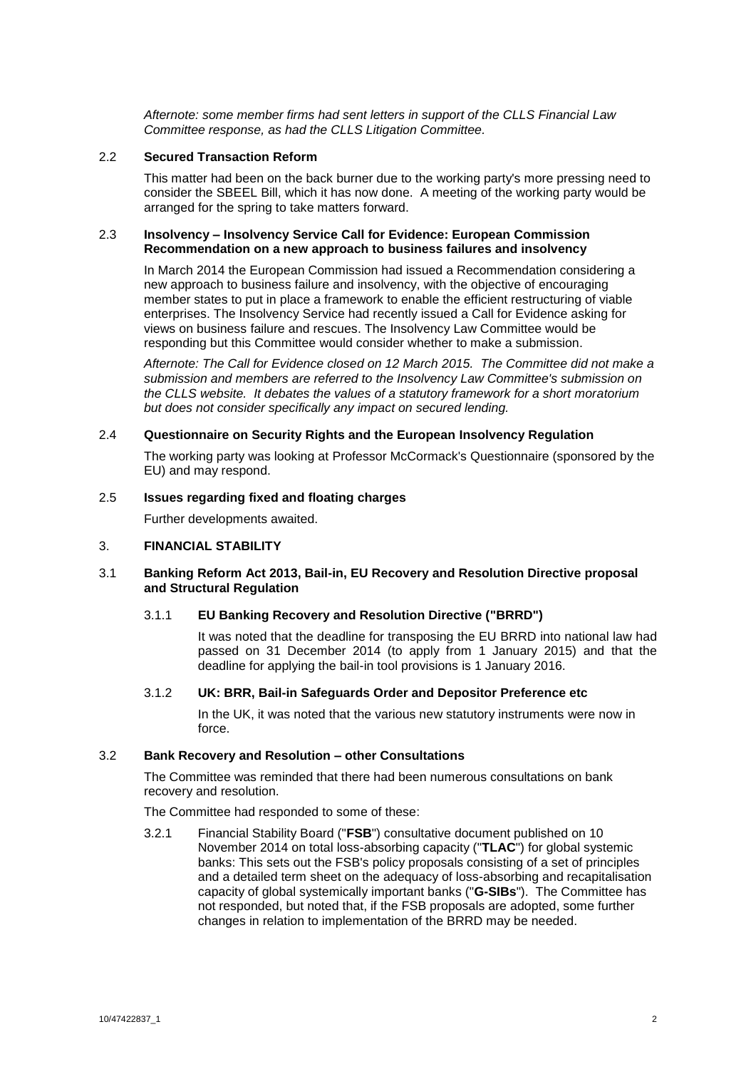*Afternote: some member firms had sent letters in support of the CLLS Financial Law Committee response, as had the CLLS Litigation Committee.*

### 2.2 **Secured Transaction Reform**

This matter had been on the back burner due to the working party's more pressing need to consider the SBEEL Bill, which it has now done. A meeting of the working party would be arranged for the spring to take matters forward.

### 2.3 **Insolvency – Insolvency Service Call for Evidence: European Commission Recommendation on a new approach to business failures and insolvency**

In March 2014 the European Commission had issued a Recommendation considering a new approach to business failure and insolvency, with the objective of encouraging member states to put in place a framework to enable the efficient restructuring of viable enterprises. The Insolvency Service had recently issued a Call for Evidence asking for views on business failure and rescues. The Insolvency Law Committee would be responding but this Committee would consider whether to make a submission.

*Afternote: The Call for Evidence closed on 12 March 2015. The Committee did not make a submission and members are referred to the Insolvency Law Committee's submission on the CLLS website. It debates the values of a statutory framework for a short moratorium but does not consider specifically any impact on secured lending.*

### 2.4 **Questionnaire on Security Rights and the European Insolvency Regulation**

The working party was looking at Professor McCormack's Questionnaire (sponsored by the EU) and may respond.

### 2.5 **Issues regarding fixed and floating charges**

Further developments awaited.

## 3. **FINANCIAL STABILITY**

### 3.1 **Banking Reform Act 2013, Bail-in, EU Recovery and Resolution Directive proposal and Structural Regulation**

#### 3.1.1 **EU Banking Recovery and Resolution Directive ("BRRD")**

It was noted that the deadline for transposing the EU BRRD into national law had passed on 31 December 2014 (to apply from 1 January 2015) and that the deadline for applying the bail-in tool provisions is 1 January 2016.

#### 3.1.2 **UK: BRR, Bail-in Safeguards Order and Depositor Preference etc**

In the UK, it was noted that the various new statutory instruments were now in force.

### 3.2 **Bank Recovery and Resolution – other Consultations**

The Committee was reminded that there had been numerous consultations on bank recovery and resolution.

The Committee had responded to some of these:

3.2.1 Financial Stability Board ("**FSB**") consultative document published on 10 November 2014 on total loss-absorbing capacity ("**TLAC**") for global systemic banks: This sets out the FSB's policy proposals consisting of a set of principles and a detailed term sheet on the adequacy of loss-absorbing and recapitalisation capacity of global systemically important banks ("**G-SIBs**"). The Committee has not responded, but noted that, if the FSB proposals are adopted, some further changes in relation to implementation of the BRRD may be needed.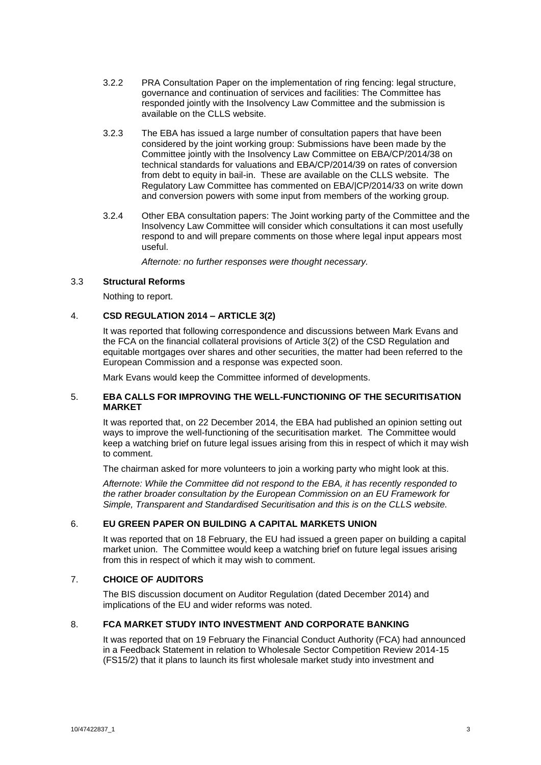3.2.2 PRA Consultation Paper on the implementation of ring fencing: legal structure, governance and continuation of services and facilities: The Committee has responded jointly with the Insolvency Law Committee and the submission is available on the CLLS website.

3.2.3 The EBA has issued a large number of consultation papers that have been considered by the joint working group: Submissions have been made by the Committee jointly with the Insolvency Law Committee on EBA/CP/2014/38 on technical standards for valuations and EBA/CP/2014/39 on rates of conversion from debt to equity in bail-in. These are available on the CLLS website. The Regulatory Law Committee has commented on EBA/|CP/2014/33 on write down and conversion powers with some input from members of the working group.

3.2.4 Other EBA consultation papers: The Joint working party of the Committee and the Insolvency Law Committee will consider which consultations it can most usefully respond to and will prepare comments on those where legal input appears most useful.

*Afternote: no further responses were thought necessary.*

3.3 **Structural Reforms**

Nothing to report.

4. **CSD REGULATION 2014 – ARTICLE 3(2)**

It was reported that following correspondence and discussions between Mark Evans and the FCA on the financial collateral provisions of Article 3(2) of the CSD Regulation and equitable mortgages over shares and other securities, the matter had been referred to the European Commission and a response was expected soon.

Mark Evans would keep the Committee informed of developments.

5. **EBA CALLS FOR IMPROVING THE WELL-FUNCTIONING OF THE SECURITISATION MARKET**

It was reported that, on 22 December 2014, the EBA had published an opinion setting out ways to improve the well-functioning of the securitisation market. The Committee would keep a watching brief on future legal issues arising from this in respect of which it may wish to comment.

The chairman asked for more volunteers to join a working party who might look at this.

*Afternote: While the Committee did not respond to the EBA, it has recently responded to the rather broader consultation by the European Commission on an EU Framework for Simple, Transparent and Standardised Securitisation and this is on the CLLS website.*

6. **EU GREEN PAPER ON BUILDING A CAPITAL MARKETS UNION**

It was reported that on 18 February, the EU had issued a green paper on building a capital market union. The Committee would keep a watching brief on future legal issues arising from this in respect of which it may wish to comment.

7. **CHOICE OF AUDITORS**

The BIS discussion document on Auditor Regulation (dated December 2014) and implications of the EU and wider reforms was noted.

8. **FCA MARKET STUDY INTO INVESTMENT AND CORPORATE BANKING**

It was reported that on 19 February the Financial Conduct Authority (FCA) had announced in a Feedback Statement in relation to Wholesale Sector Competition Review 2014-15 (FS15/2) that it plans to launch its first wholesale market study into investment and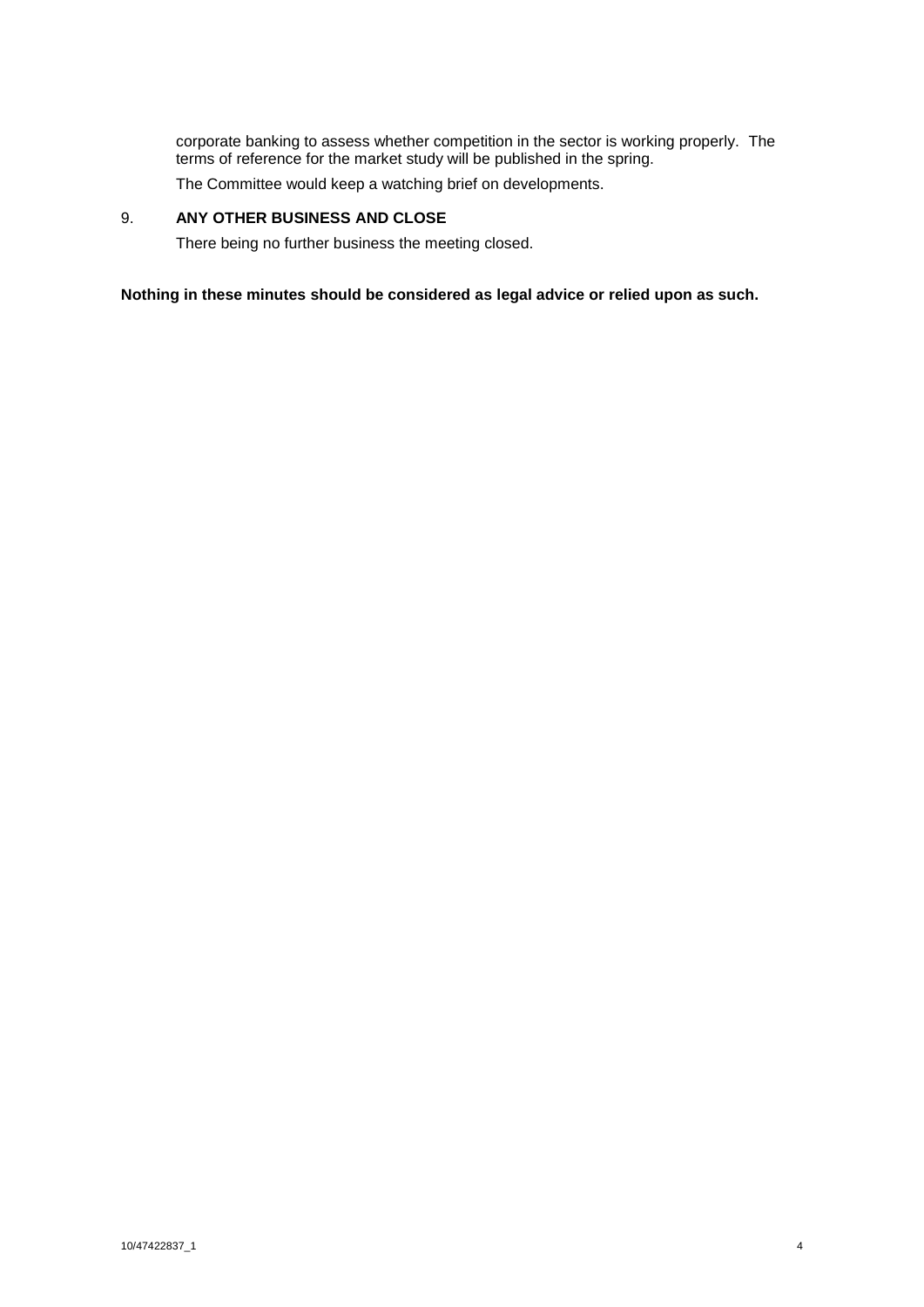corporate banking to assess whether competition in the sector is working properly. The terms of reference for the market study will be published in the spring.

The Committee would keep a watching brief on developments.

## 9. ANY OTHER BUSINESS AND CLOSE

There being no further business the meeting closed.

**Nothing in these minutes should be considered as legal advice or relied upon as such.**